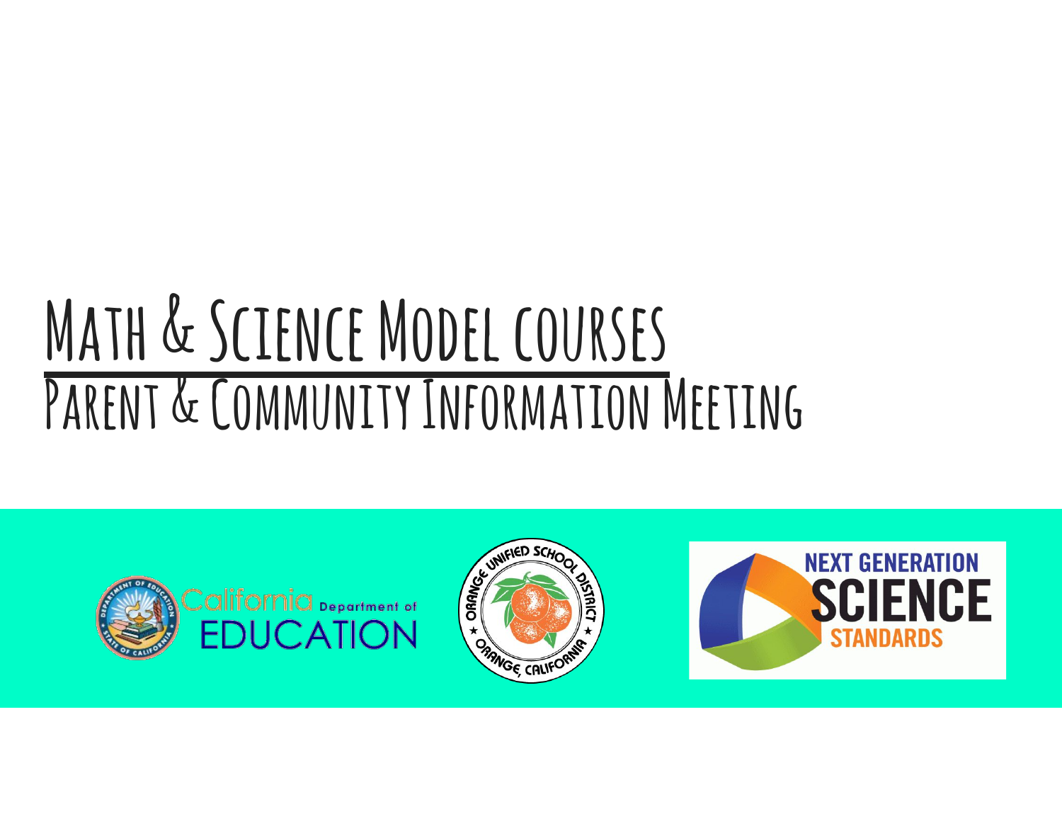# Math & Science Model courses

## Parent & Community Information Meeting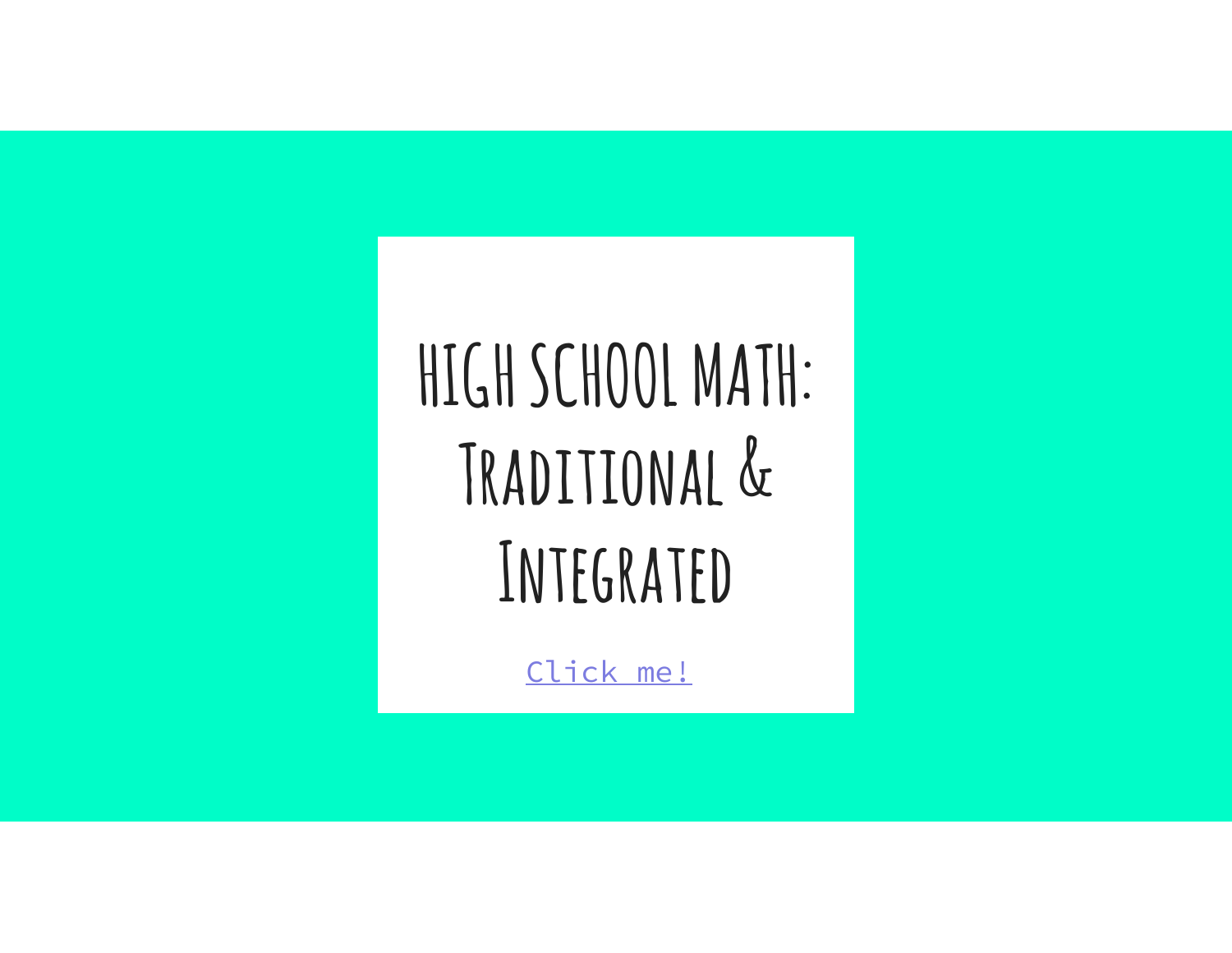# HIGH SCHOOL MATH: Traditional & Integrated

Click me!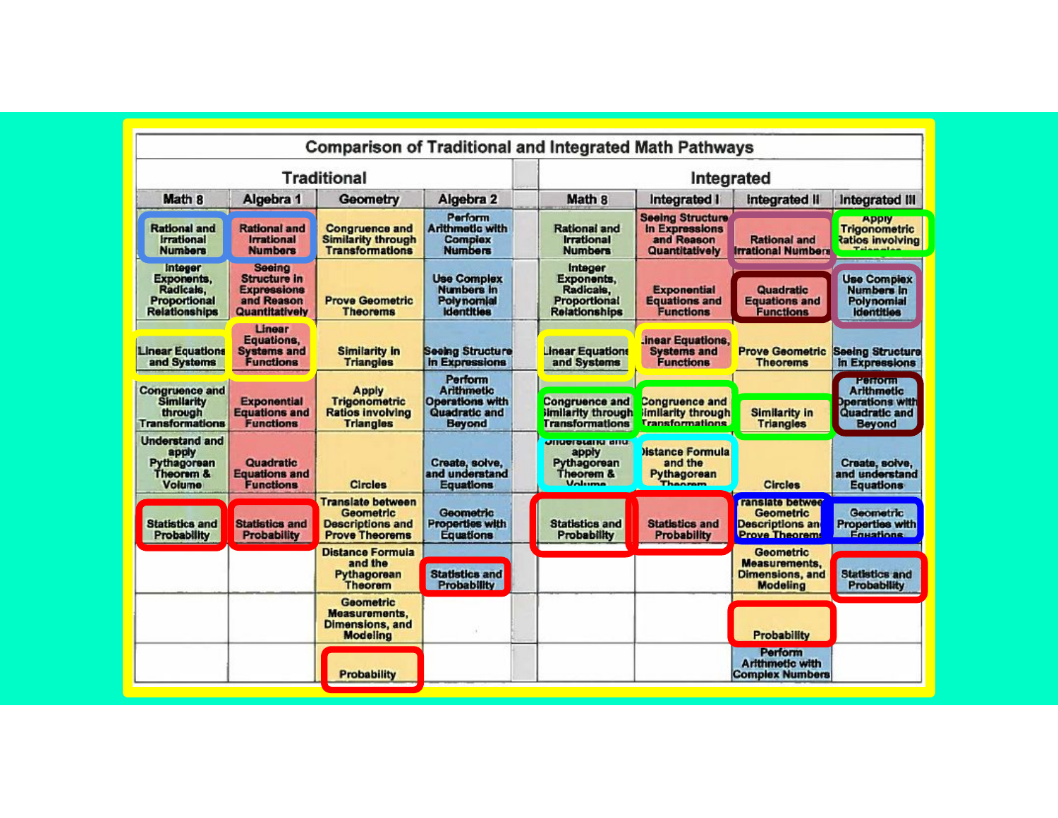# Comparison of Traditional and Integrated Math Pathways

| Traditional | | | | Integrated | | | |
|---|---|---|---|---|---|---|---|
| Math 8 | Algebra 1 | Geometry | Algebra 2 | Math 8 | Integrated I | Integrated II | Integrated III |
| Rational and Irrational Numbers | Rational and Irrational Numbers | Congruence and Similarity through Transformations | Perform Arithmetic with Complex Numbers | Rational and Irrational Numbers | Seeing Structure in Expressions and Reason Quantitatively | Rational and Irrational Numbers | Apply Trigonometric Ratios involving Triangles |
| Integer Exponents, Radicals, Proportional Relationships | Seeing Structure in Expressions and Reason Quantitatively | Prove Geometric Theorems | Use Complex Numbers in Polynomial Identities | Integer Exponents, Radicals, Proportional Relationships | Exponential Equations and Functions | Quadratic Equations and Functions | Use Complex Numbers in Polynomial Identities |
| Linear Equations and Systems | Linear Equations, Systems and Functions | Similarity in Triangles | Seeing Structure in Expressions | Linear Equations and Systems | Linear Equations, Systems and Functions | Prove Geometric Theorems | Seeing Structure in Expressions |
| Congruence and Similarity through Transformations | Exponential Equations and Functions | Apply Trigonometric Ratios involving Triangles | Perform Arithmetic Operations with Quadratic and Beyond | Congruence and Similarity through Transformations | Congruence and Similarity through Transformations | Similarity in Triangles | Perform Arithmetic Operations with Quadratic and Beyond |
| Understand and apply Pythagorean Theorem & Volume | Quadratic Equations and Functions | Circles | Create, solve, and understand Equations | Understand and apply Pythagorean Theorem & Volume | Distance Formula and the Pythagorean Theorem | Circles | Create, solve, and understand Equations |
| Statistics and Probability | Statistics and Probability | Translate between Geometric Descriptions and Prove Theorems | Geometric Properties with Equations | Statistics and Probability | Statistics and Probability | Translate between Geometric Descriptions and Prove Theorems | Geometric Properties with Equations |
| | | Distance Formula and the Pythagorean Theorem | Statistics and Probability | | | Geometric Measurements, Dimensions, and Modeling | Statistics and Probability |
| | | Geometric Measurements, Dimensions, and Modeling | | | | Probability | |
| | | Probability | | | | Perform Arithmetic with Complex Numbers | |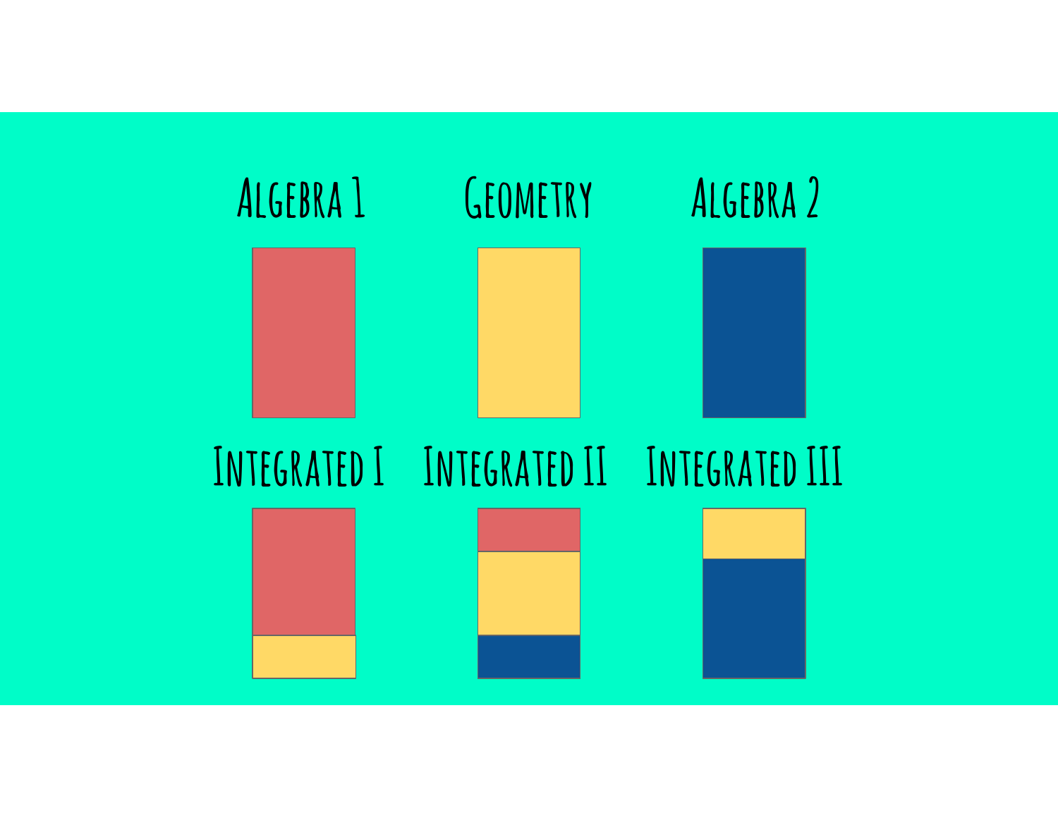Algebra 1

Geometry

Algebra 2

Integrated I

Integrated II

Integrated III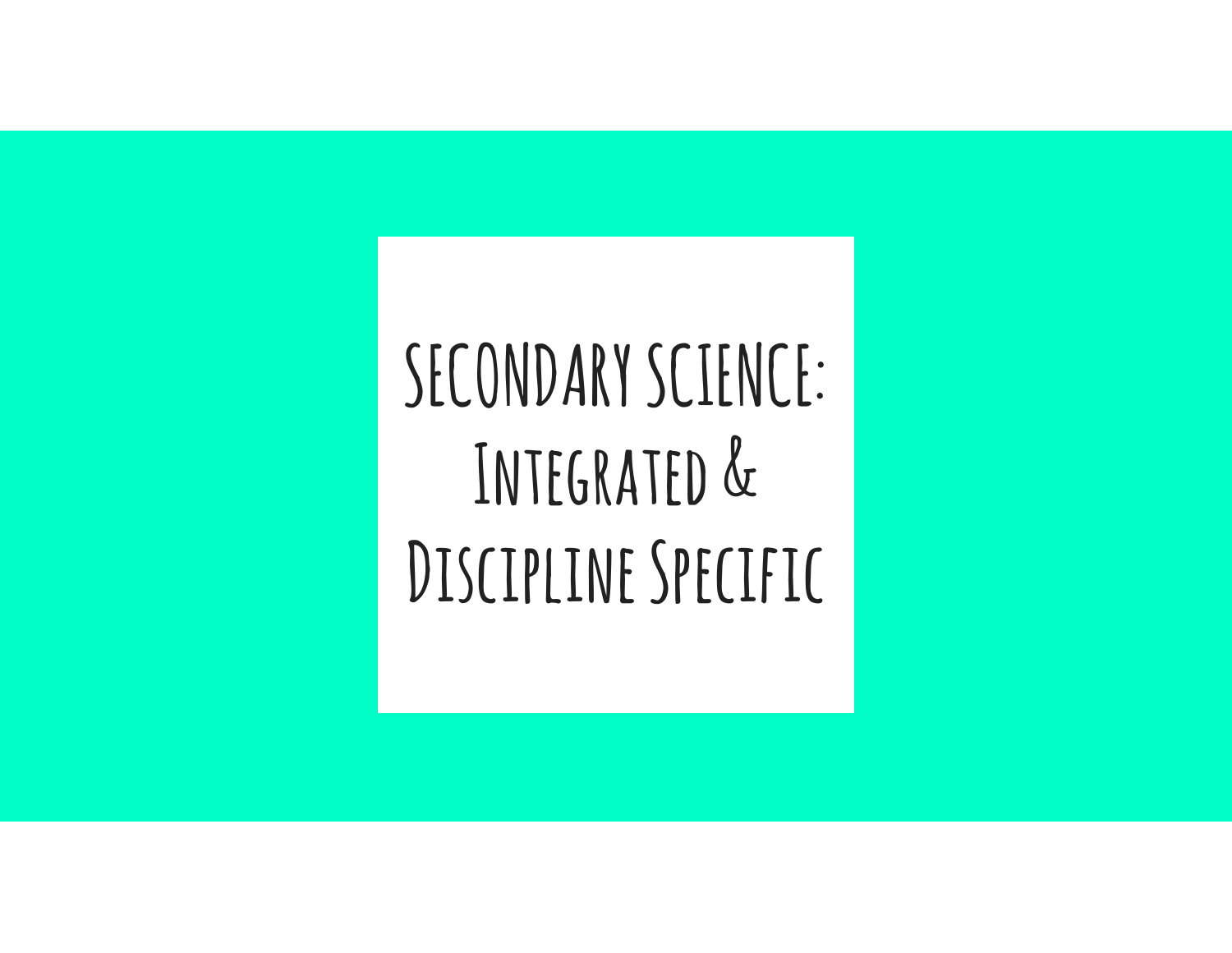# SECONDARY SCIENCE: Integrated & Discipline Specific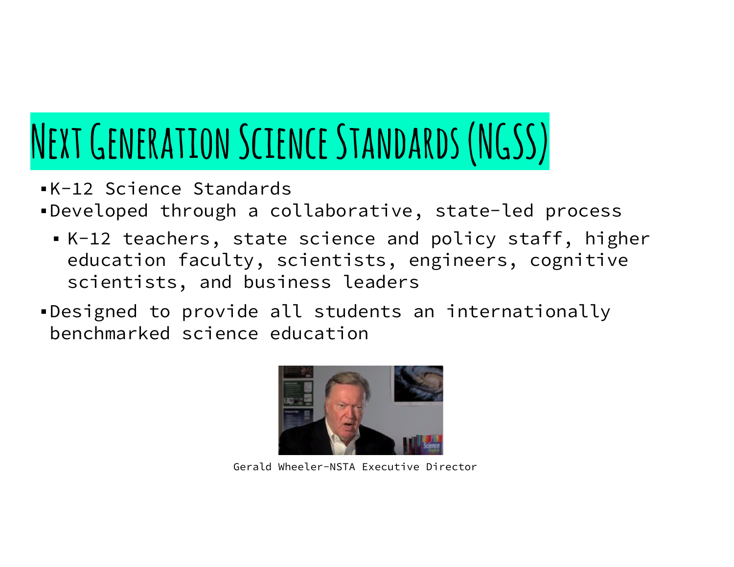# Next Generation Science Standards (NGSS)

- K-12 Science Standards
- Developed through a collaborative, state-led process
  - K-12 teachers, state science and policy staff, higher education faculty, scientists, engineers, cognitive scientists, and business leaders
- Designed to provide all students an internationally benchmarked science education

Gerald Wheeler-NSTA Executive Director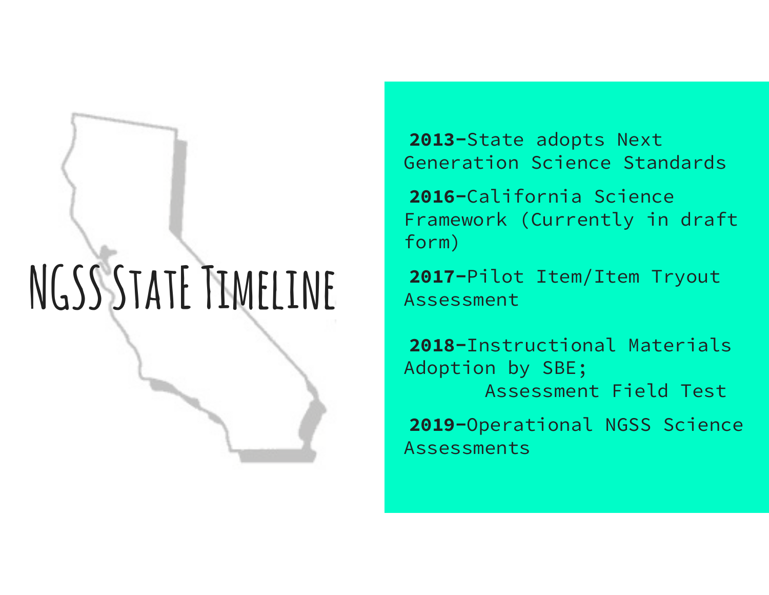# NGSS State Timeline

**2013-**State adopts Next Generation Science Standards

**2016-**California Science Framework (Currently in draft form)

**2017-**Pilot Item/Item Tryout Assessment

**2018-**Instructional Materials Adoption by SBE;
Assessment Field Test

**2019-**Operational NGSS Science Assessments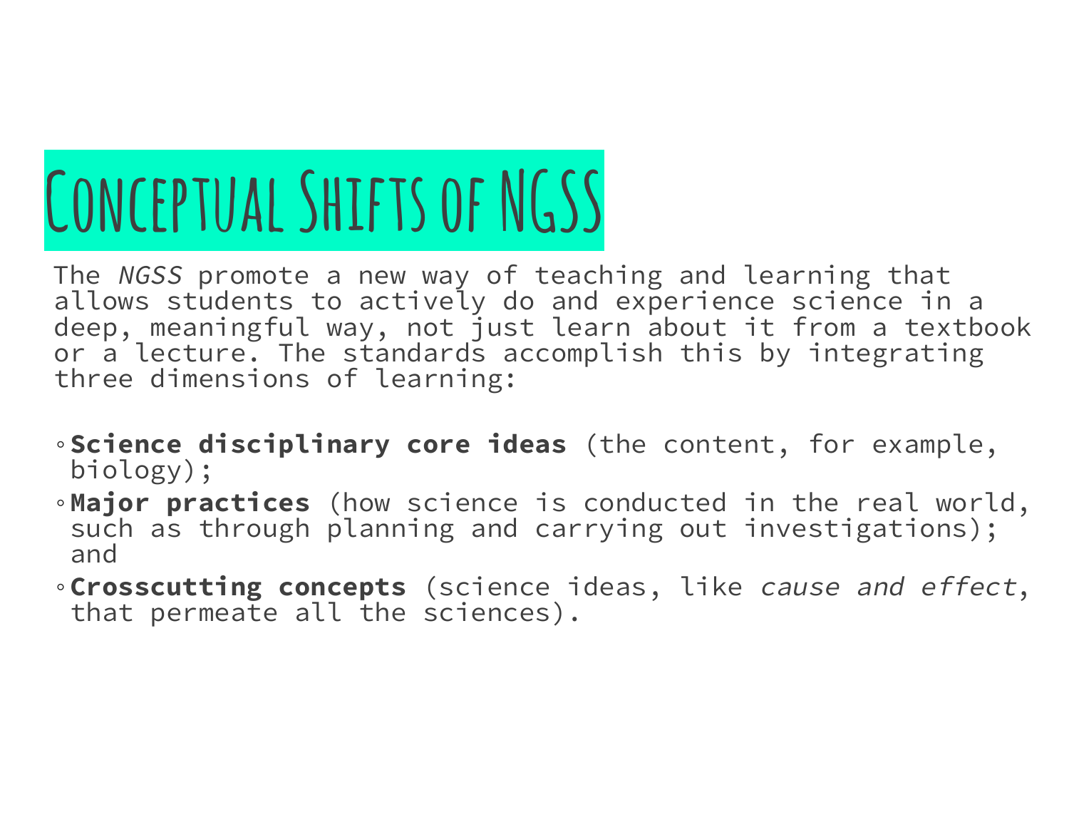# Conceptual Shifts of NGSS

The *NGSS* promote a new way of teaching and learning that allows students to actively do and experience science in a deep, meaningful way, not just learn about it from a textbook or a lecture. The standards accomplish this by integrating three dimensions of learning:

- **Science disciplinary core ideas** (the content, for example, biology);
- **Major practices** (how science is conducted in the real world, such as through planning and carrying out investigations); and
- **Crosscutting concepts** (science ideas, like *cause and effect*, that permeate all the sciences).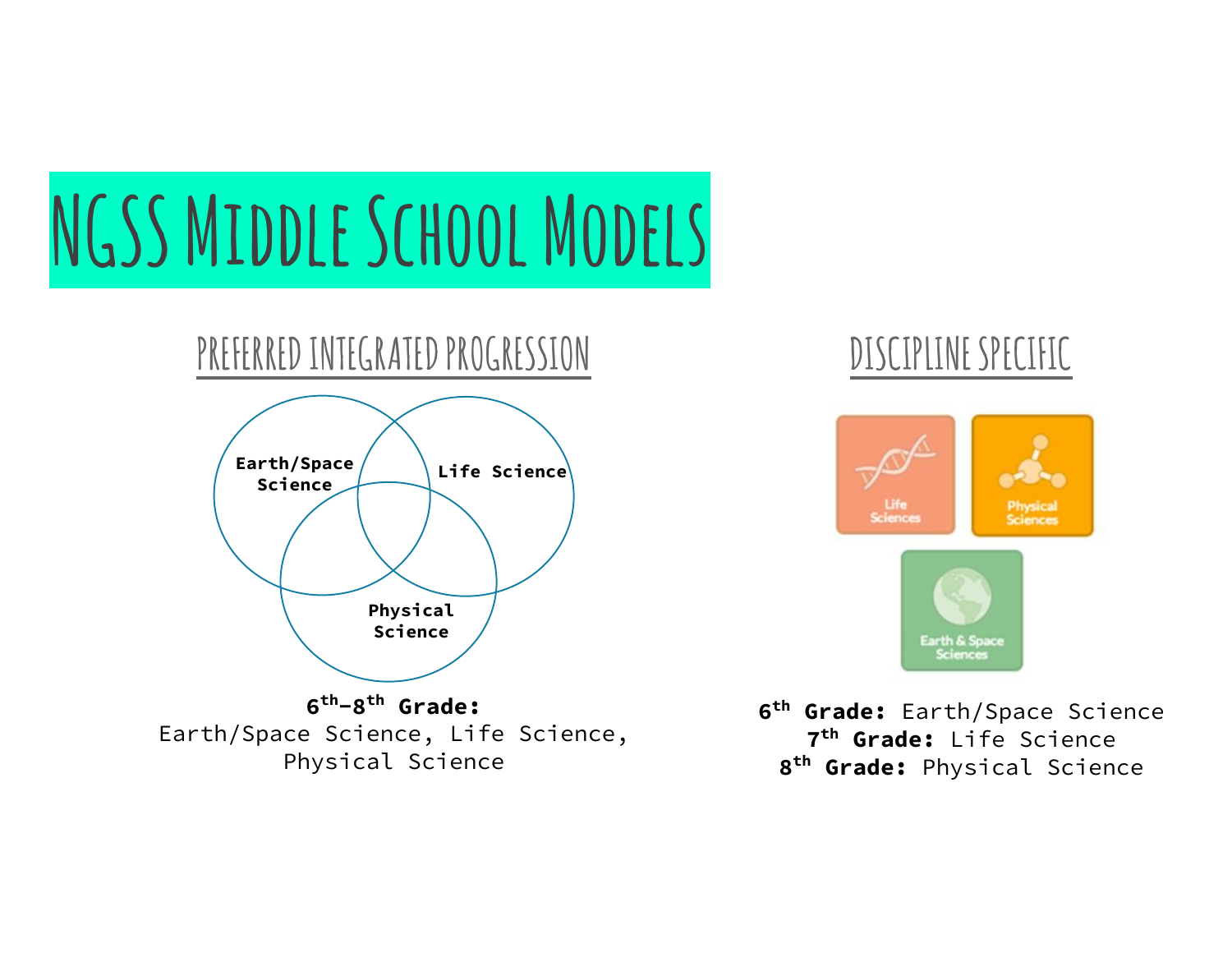# NGSS Middle School Models

## Preferred Integrated Progression

Earth/Space Science

Life Science

Physical Science

**6th–8th Grade:**
Earth/Space Science, Life Science, Physical Science

## Discipline Specific

Life Sciences

Physical Sciences

Earth & Space Sciences

**6th Grade:** Earth/Space Science
**7th Grade:** Life Science
**8th Grade:** Physical Science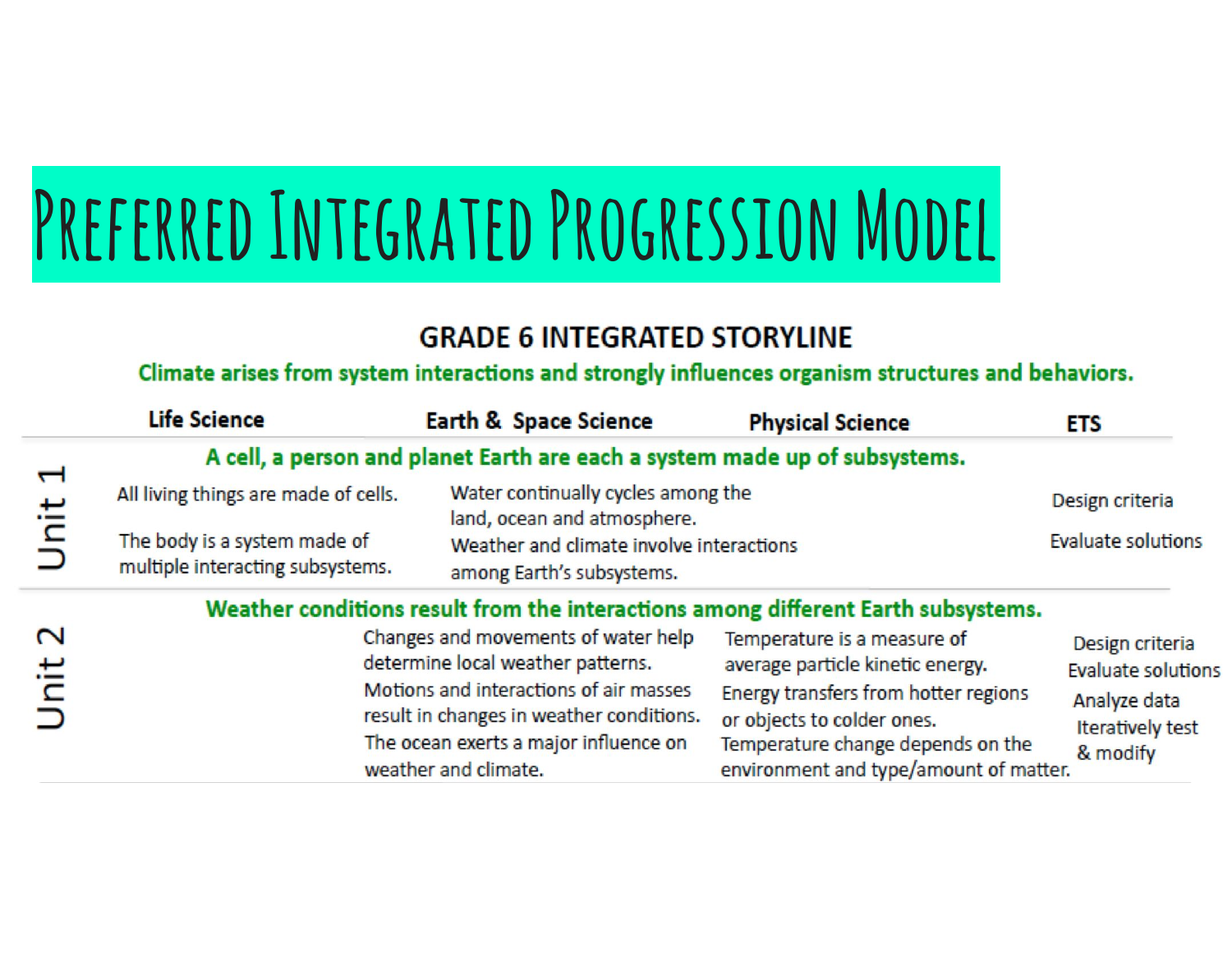# Preferred Integrated Progression Model

## GRADE 6 INTEGRATED STORYLINE

**Climate arises from system interactions and strongly influences organism structures and behaviors.**

| | Life Science | Earth & Space Science | Physical Science | ETS |
|---|---|---|---|---|
| | **A cell, a person and planet Earth are each a system made up of subsystems.** | | | |
| Unit 1 | All living things are made of cells.<br>The body is a system made of multiple interacting subsystems. | Water continually cycles among the land, ocean and atmosphere.<br>Weather and climate involve interactions among Earth's subsystems. | | Design criteria<br>Evaluate solutions |
| | **Weather conditions result from the interactions among different Earth subsystems.** | | | |
| Unit 2 | | Changes and movements of water help determine local weather patterns.<br>Motions and interactions of air masses result in changes in weather conditions.<br>The ocean exerts a major influence on weather and climate. | Temperature is a measure of average particle kinetic energy.<br>Energy transfers from hotter regions or objects to colder ones.<br>Temperature change depends on the environment and type/amount of matter. | Design criteria<br>Evaluate solutions<br>Analyze data<br>Iteratively test & modify |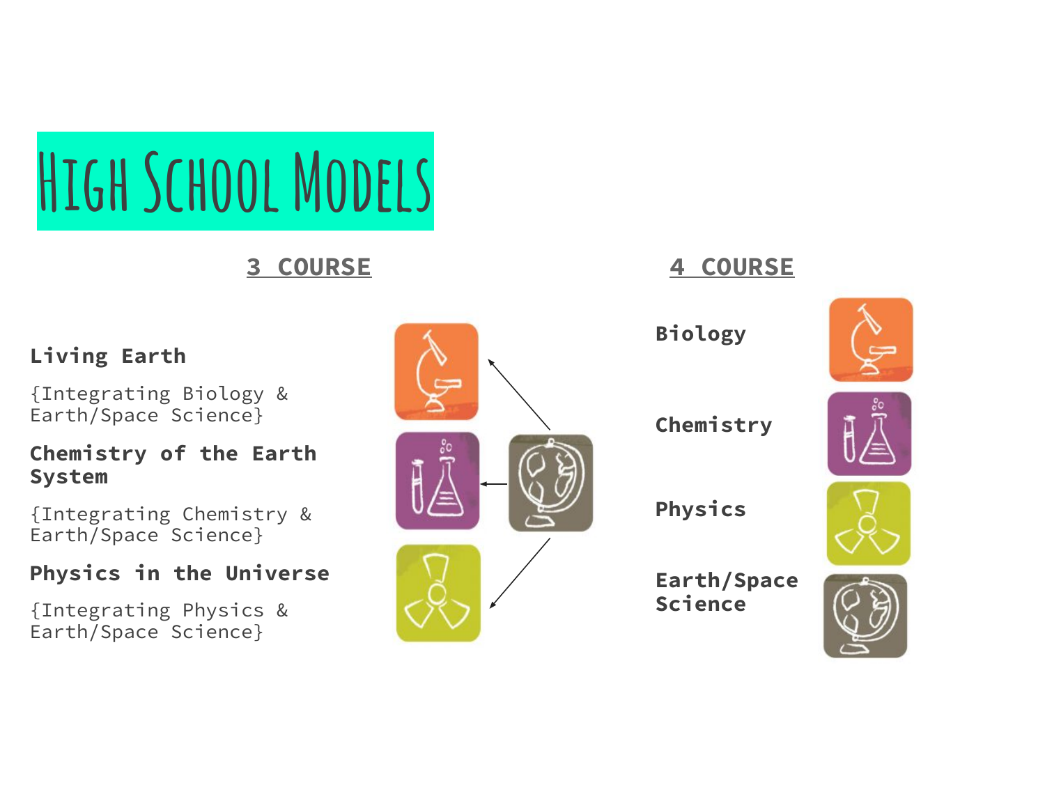# High School Models

## 3 COURSE

**Living Earth**

{Integrating Biology & Earth/Space Science}

**Chemistry of the Earth System**

{Integrating Chemistry & Earth/Space Science}

**Physics in the Universe**

{Integrating Physics & Earth/Space Science}

## 4 COURSE

**Biology**

**Chemistry**

**Physics**

**Earth/Space Science**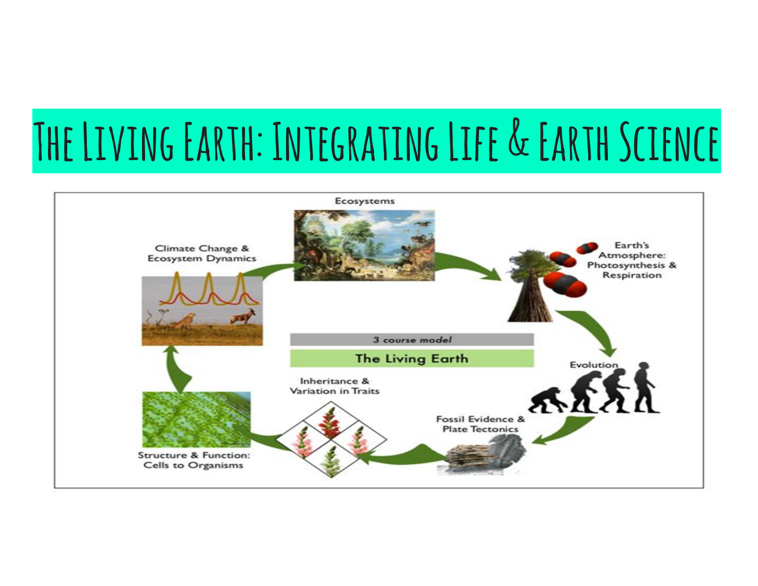# The Living Earth: Integrating Life & Earth Science

Ecosystems

Earth's Atmosphere: Photosynthesis & Respiration

Evolution

Fossil Evidence & Plate Tectonics

Inheritance & Variation in Traits

Structure & Function: Cells to Organisms

Climate Change & Ecosystem Dynamics

3 course model

The Living Earth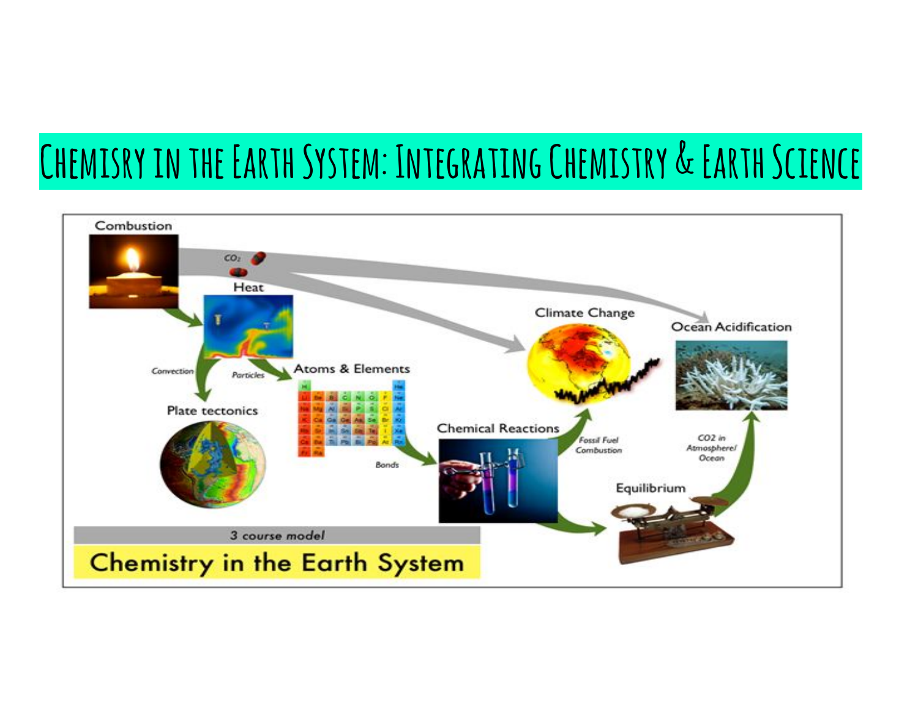# Chemisry in the Earth System: Integrating Chemistry & Earth Science

*3 course model*

**Chemistry in the Earth System**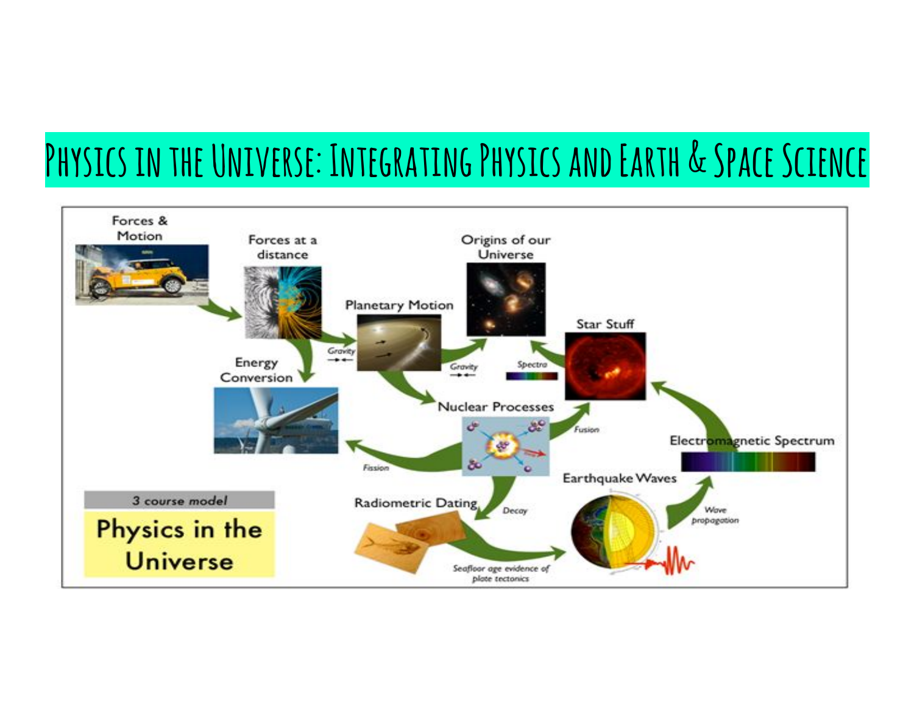# Physics in the Universe: Integrating Physics and Earth & Space Science

Forces & Motion

Forces at a distance

Planetary Motion

Origins of our Universe

Star Stuff

Energy Conversion

Nuclear Processes

Electromagnetic Spectrum

Earthquake Waves

Radiometric Dating

Gravity

Gravity

Spectra

Fusion

Fission

Decay

Wave propagation

Seafloor age evidence of plate tectonics

3 course model

**Physics in the Universe**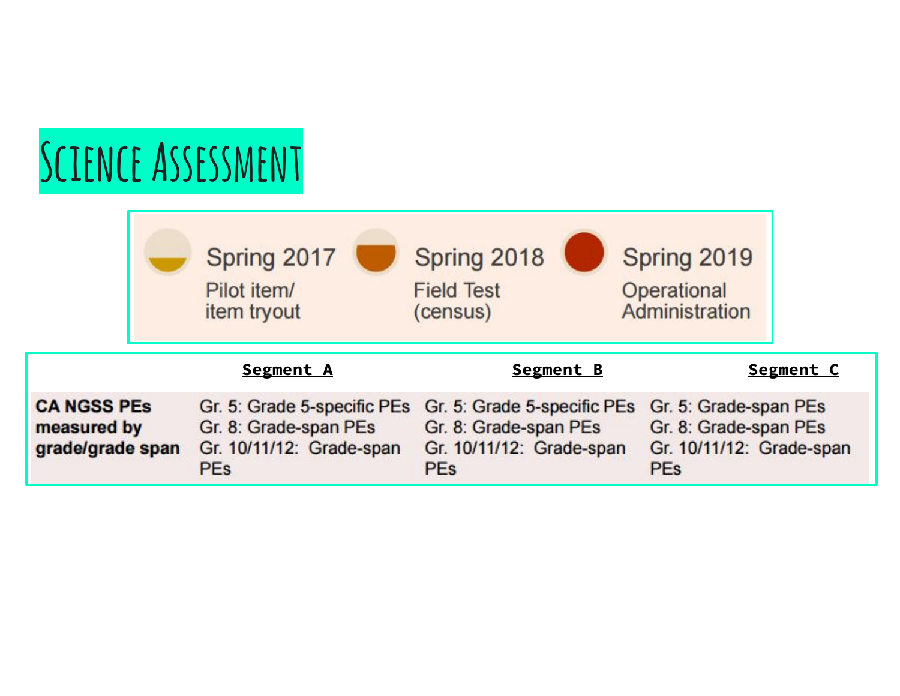# Science Assessment

| Spring 2017 | Spring 2018 | Spring 2019 |
| --- | --- | --- |
| Pilot item/ item tryout | Field Test (census) | Operational Administration |

| | Segment A | Segment B | Segment C |
| --- | --- | --- | --- |
| **CA NGSS PEs measured by grade/grade span** | Gr. 5: Grade 5-specific PEs<br>Gr. 8: Grade-span PEs<br>Gr. 10/11/12: Grade-span PEs | Gr. 5: Grade 5-specific PEs<br>Gr. 8: Grade-span PEs<br>Gr. 10/11/12: Grade-span PEs | Gr. 5: Grade-span PEs<br>Gr. 8: Grade-span PEs<br>Gr. 10/11/12: Grade-span PEs |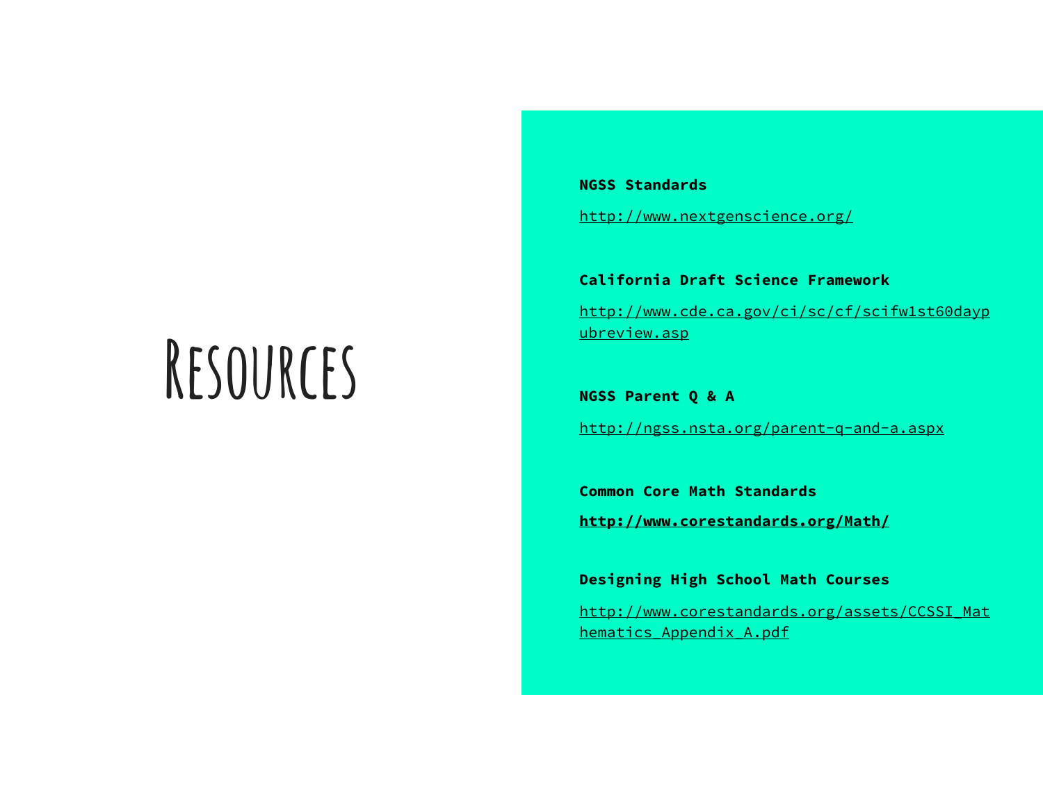# Resources

**NGSS Standards**

http://www.nextgenscience.org/

**California Draft Science Framework**

http://www.cde.ca.gov/ci/sc/cf/scifw1st60daypubreview.asp

**NGSS Parent Q & A**

http://ngss.nsta.org/parent-q-and-a.aspx

**Common Core Math Standards**

**http://www.corestandards.org/Math/**

**Designing High School Math Courses**

http://www.corestandards.org/assets/CCSSI_Mathematics_Appendix_A.pdf